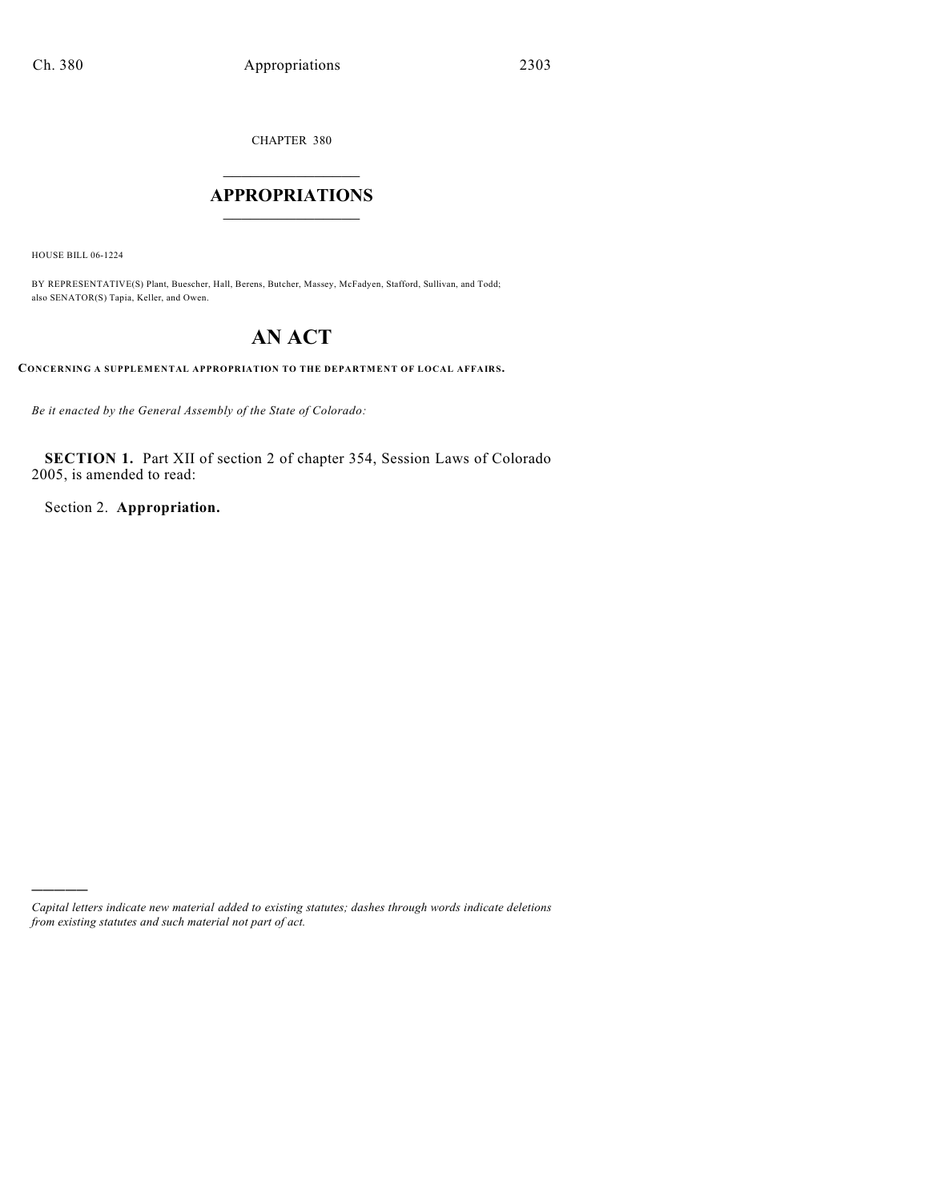CHAPTER 380

# APPROPRIATIONS

HOUSE BILL 06-1224

BY REPRESENTATIVE(S) Plant, Buescher, Hall, Berens, Butcher, Massey, McFadyen, Stafford, Sullivan, and Todd; also SENATOR(S) Tapia, Keller, and Owen.

# AN ACT

**CONCERNING A SUPPLEMENTAL APPROPRIATION TO THE DEPARTMENT OF LOCAL AFFAIRS.**

*Be it enacted by the General Assembly of the State of Colorado:*

**SECTION 1.** Part XII of section 2 of chapter 354, Session Laws of Colorado 2005, is amended to read:

Section 2. **Appropriation.**

---

*Capital letters indicate new material added to existing statutes; dashes through words indicate deletions from existing statutes and such material not part of act.*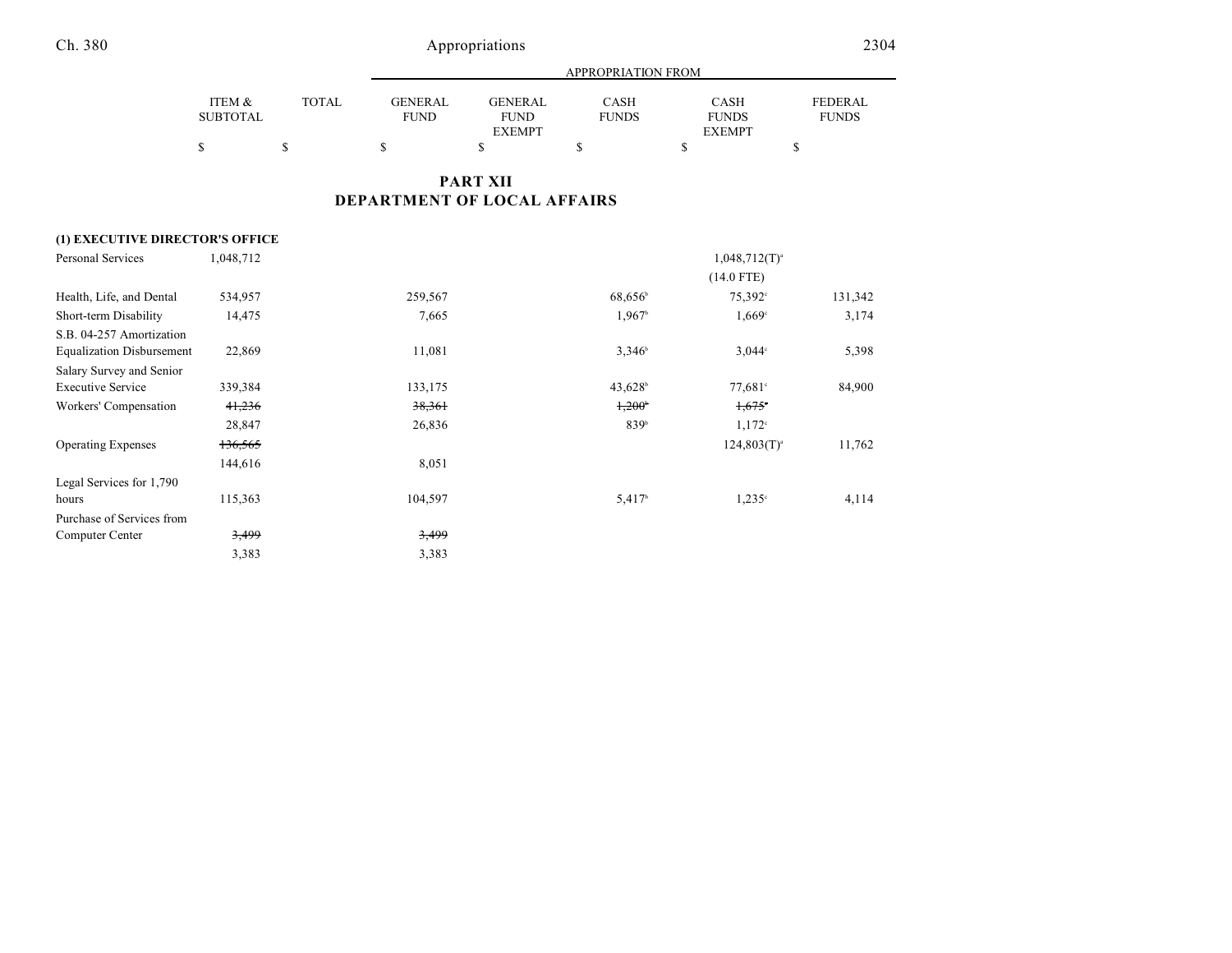| | ITEM & SUBTOTAL | TOTAL | APPROPRIATION FROM GENERAL FUND | GENERAL FUND EXEMPT | CASH FUNDS | CASH FUNDS EXEMPT | FEDERAL FUNDS |
|---|---|---|---|---|---|---|---|
| | $ | $ | $ | $ | $ | $ | $ |

## PART XII
## DEPARTMENT OF LOCAL AFFAIRS

| | ITEM & SUBTOTAL | TOTAL | GENERAL FUND | GENERAL FUND EXEMPT | CASH FUNDS | CASH FUNDS EXEMPT | FEDERAL FUNDS |
|---|---|---|---|---|---|---|---|
| **(1) EXECUTIVE DIRECTOR'S OFFICE** | | | | | | | |
| Personal Services | 1,048,712 | | | | | 1,048,712(T)[a] | |
| | | | | | | (14.0 FTE) | |
| Health, Life, and Dental | 534,957 | | 259,567 | | 68,656[b] | 75,392[c] | 131,342 |
| Short-term Disability | 14,475 | | 7,665 | | 1,967[b] | 1,669[c] | 3,174 |
| S.B. 04-257 Amortization Equalization Disbursement | 22,869 | | 11,081 | | 3,346[b] | 3,044[c] | 5,398 |
| Salary Survey and Senior Executive Service | 339,384 | | 133,175 | | 43,628[b] | 77,681[c] | 84,900 |
| Workers' Compensation | ~~41,236~~ | | ~~38,361~~ | | ~~1,200~~[b] | ~~1,675~~[c] | |
| | 28,847 | | 26,836 | | 839[b] | 1,172[c] | |
| Operating Expenses | ~~136,565~~ | | | | | 124,803(T)[a] | 11,762 |
| | 144,616 | | 8,051 | | | | |
| Legal Services for 1,790 hours | 115,363 | | 104,597 | | 5,417[b] | 1,235[c] | 4,114 |
| Purchase of Services from Computer Center | ~~3,499~~ | | ~~3,499~~ | | | | |
| | 3,383 | | 3,383 | | | | |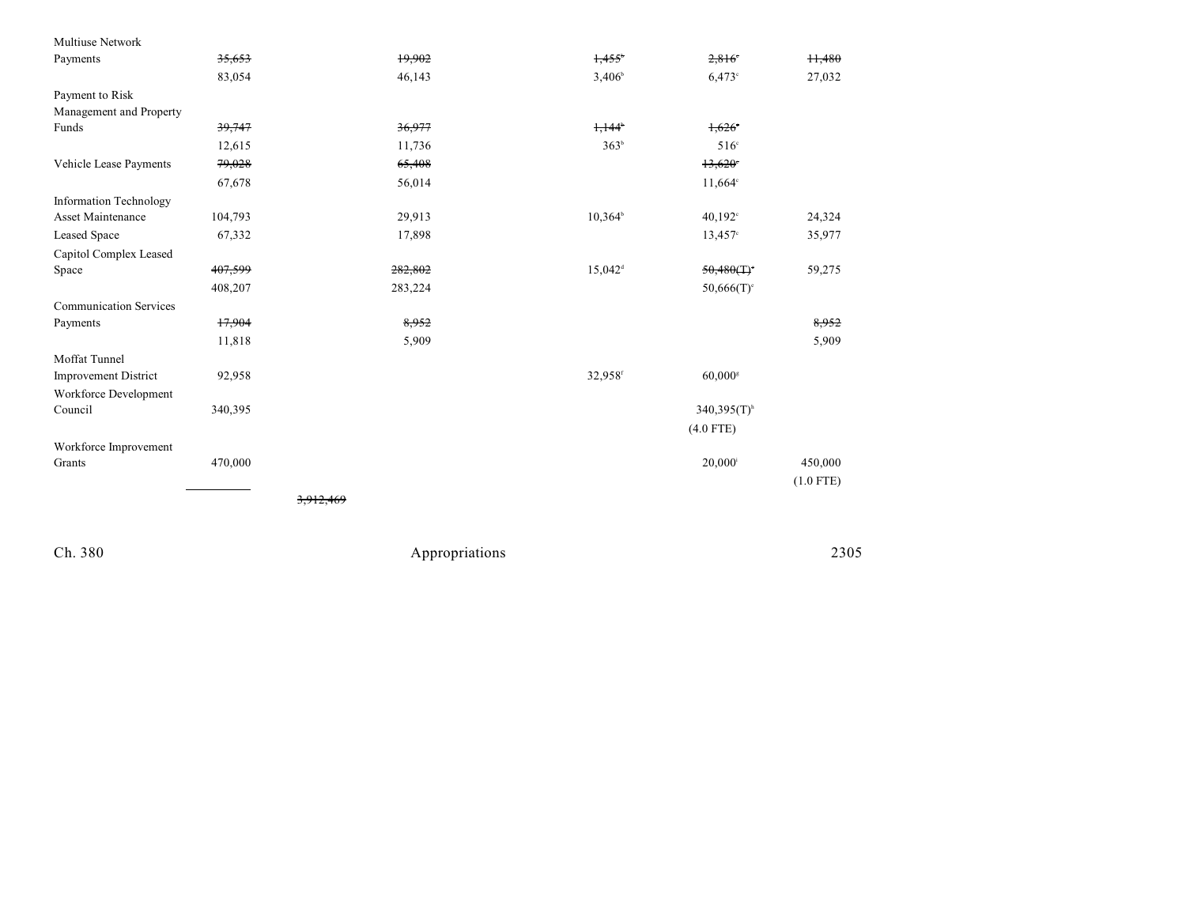| | | | | | | |
|---|---|---|---|---|---|---|
| Multiuse Network Payments | ~~35,653~~ | | ~~19,902~~ | ~~1,455~~[b] | ~~2,816~~[c] | ~~11,480~~ |
| | 83,054 | | 46,143 | 3,406[b] | 6,473[c] | 27,032 |
| Payment to Risk Management and Property Funds | ~~39,747~~ | | ~~36,977~~ | ~~1,144~~[b] | ~~1,626~~[c] | |
| | 12,615 | | 11,736 | 363[b] | 516[c] | |
| Vehicle Lease Payments | ~~79,028~~ | | ~~65,408~~ | | ~~13,620~~[c] | |
| | 67,678 | | 56,014 | | 11,664[c] | |
| Information Technology Asset Maintenance | 104,793 | | 29,913 | 10,364[b] | 40,192[c] | 24,324 |
| Leased Space | 67,332 | | 17,898 | | 13,457[c] | 35,977 |
| Capitol Complex Leased Space | ~~407,599~~ | | ~~282,802~~ | 15,042[d] | ~~50,480(T)~~[e] | 59,275 |
| | 408,207 | | 283,224 | | 50,666(T)[e] | |
| Communication Services Payments | ~~17,904~~ | | ~~8,952~~ | | | ~~8,952~~ |
| | 11,818 | | 5,909 | | | 5,909 |
| Moffat Tunnel Improvement District | 92,958 | | | 32,958[f] | 60,000[g] | |
| Workforce Development Council | 340,395 | | | | 340,395(T)[h] | |
| | | | | | (4.0 FTE) | |
| Workforce Improvement Grants | 470,000 | | | | 20,000[i] | 450,000 |
| | | | | | | (1.0 FTE) |
| | | ~~3,912,469~~ | | | | |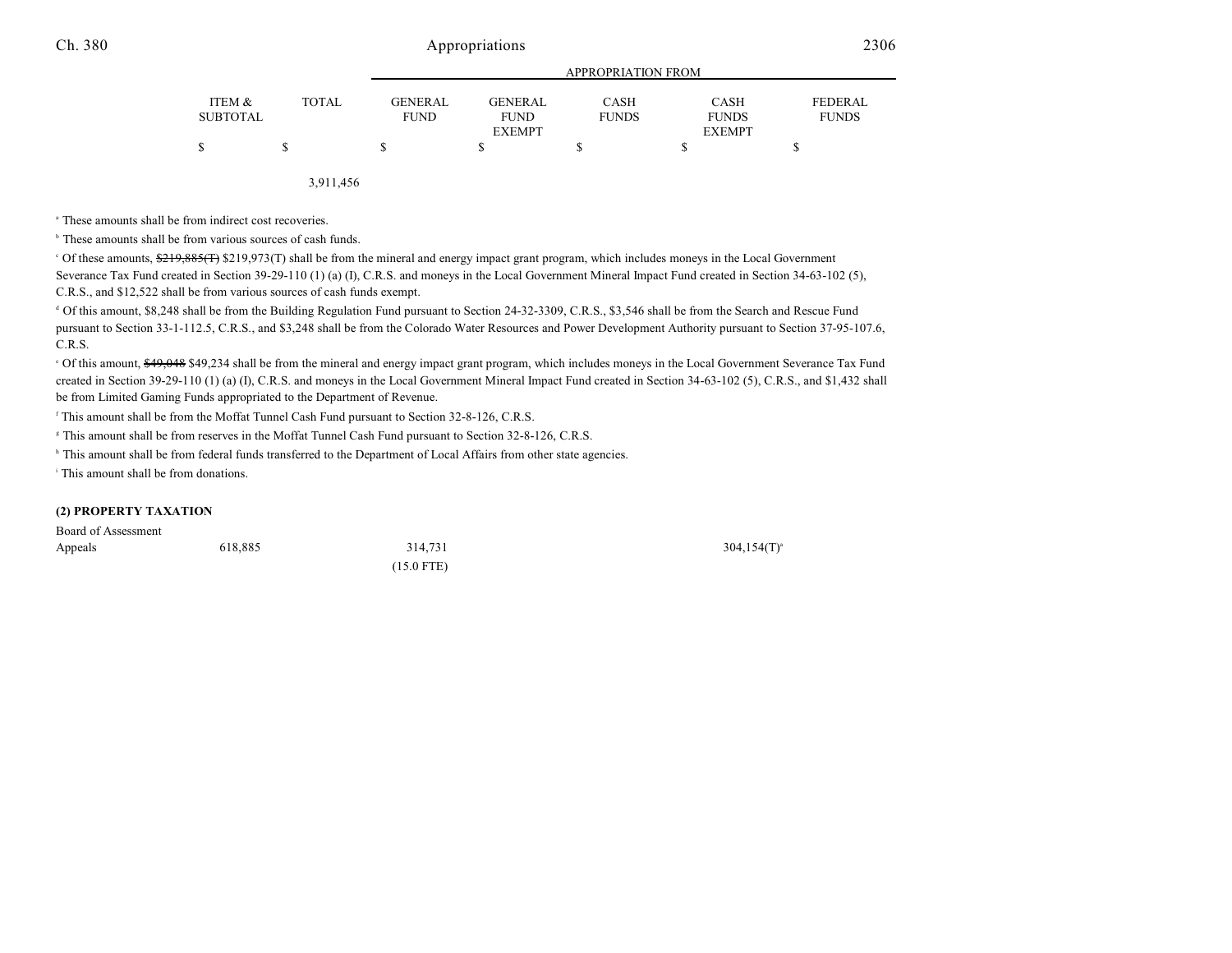| ITEM & SUBTOTAL | TOTAL | GENERAL FUND | GENERAL FUND EXEMPT | CASH FUNDS | CASH FUNDS EXEMPT | FEDERAL FUNDS |
|---|---|---|---|---|---|---|
| $ | $ | $ | $ | $ | $ | $ |
| | 3,911,456 | | | | | |

[a] These amounts shall be from indirect cost recoveries.

[b] These amounts shall be from various sources of cash funds.

[c] Of these amounts, ~~$219,885(T)~~ $219,973(T) shall be from the mineral and energy impact grant program, which includes moneys in the Local Government Severance Tax Fund created in Section 39-29-110 (1) (a) (I), C.R.S. and moneys in the Local Government Mineral Impact Fund created in Section 34-63-102 (5), C.R.S., and $12,522 shall be from various sources of cash funds exempt.

[d] Of this amount, $8,248 shall be from the Building Regulation Fund pursuant to Section 24-32-3309, C.R.S., $3,546 shall be from the Search and Rescue Fund pursuant to Section 33-1-112.5, C.R.S., and $3,248 shall be from the Colorado Water Resources and Power Development Authority pursuant to Section 37-95-107.6, C.R.S.

[e] Of this amount, ~~$49,048~~ $49,234 shall be from the mineral and energy impact grant program, which includes moneys in the Local Government Severance Tax Fund created in Section 39-29-110 (1) (a) (I), C.R.S. and moneys in the Local Government Mineral Impact Fund created in Section 34-63-102 (5), C.R.S., and $1,432 shall be from Limited Gaming Funds appropriated to the Department of Revenue.

[f] This amount shall be from the Moffat Tunnel Cash Fund pursuant to Section 32-8-126, C.R.S.

[g] This amount shall be from reserves in the Moffat Tunnel Cash Fund pursuant to Section 32-8-126, C.R.S.

[h] This amount shall be from federal funds transferred to the Department of Local Affairs from other state agencies.

[i] This amount shall be from donations.

**(2) PROPERTY TAXATION**

| | ITEM & SUBTOTAL | TOTAL | GENERAL FUND | GENERAL FUND EXEMPT | CASH FUNDS | CASH FUNDS EXEMPT | FEDERAL FUNDS |
|---|---|---|---|---|---|---|---|
| Board of Assessment Appeals | 618,885 | | 314,731 | | | 304,154(T)[a] | |
| | | | (15.0 FTE) | | | | |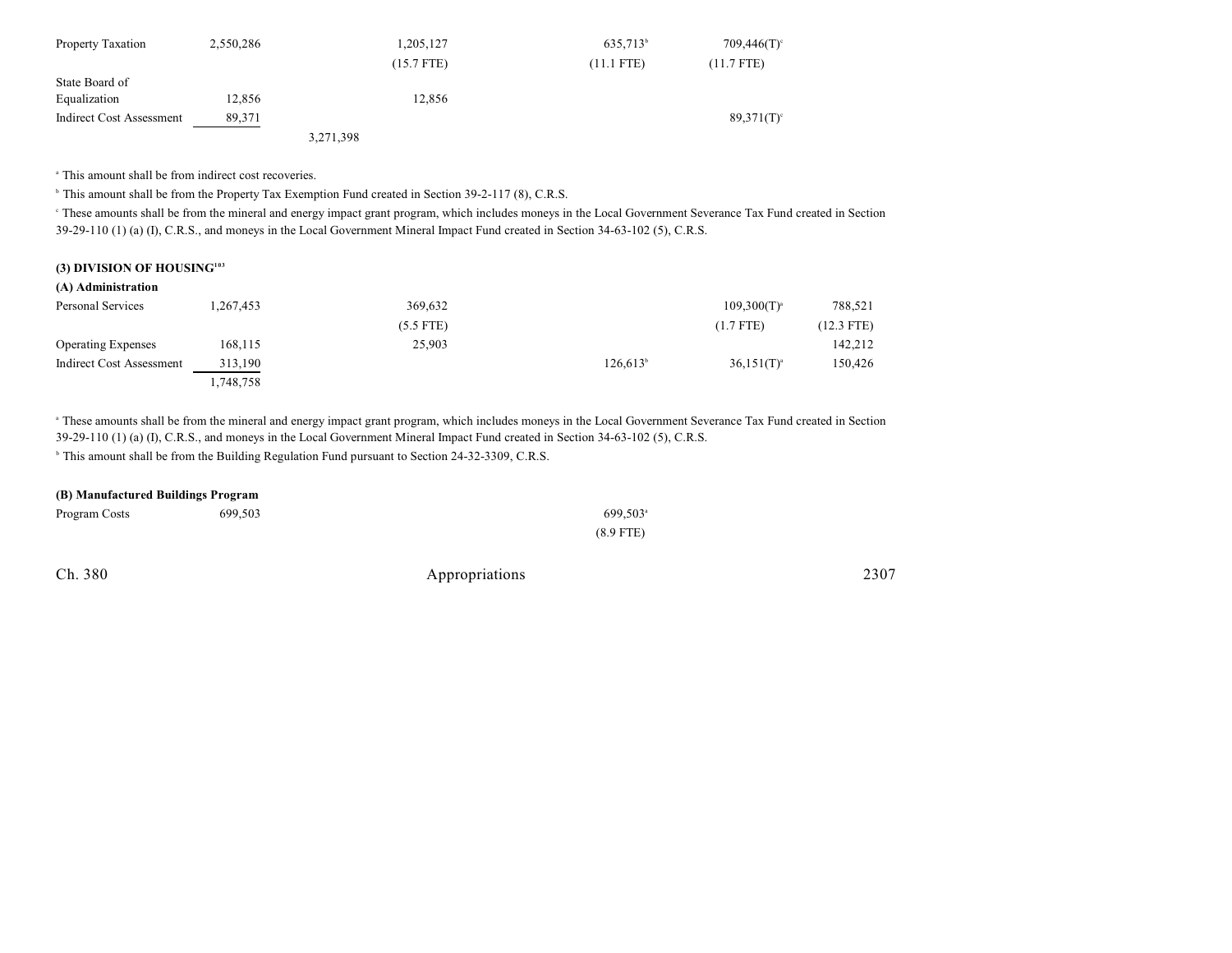| | | | | | | |
|---|---|---|---|---|---|---|
| Property Taxation | 2,550,286 | | 1,205,127 | 635,713[b] | 709,446(T)[c] | |
| | | | (15.7 FTE) | (11.1 FTE) | (11.7 FTE) | |
| State Board of Equalization | 12,856 | | 12,856 | | | |
| Indirect Cost Assessment | 89,371 | | | | 89,371(T)[c] | |
| | | 3,271,398 | | | | |

[a] This amount shall be from indirect cost recoveries.

[b] This amount shall be from the Property Tax Exemption Fund created in Section 39-2-117 (8), C.R.S.

[c] These amounts shall be from the mineral and energy impact grant program, which includes moneys in the Local Government Severance Tax Fund created in Section 39-29-110 (1) (a) (I), C.R.S., and moneys in the Local Government Mineral Impact Fund created in Section 34-63-102 (5), C.R.S.

**(3) DIVISION OF HOUSING[103]**

**(A) Administration**

| | | | | | | |
|---|---|---|---|---|---|---|
| Personal Services | 1,267,453 | | 369,632 | | 109,300(T)[a] | 788,521 |
| | | | (5.5 FTE) | | (1.7 FTE) | (12.3 FTE) |
| Operating Expenses | 168,115 | | 25,903 | | | 142,212 |
| Indirect Cost Assessment | 313,190 | | | 126,613[b] | 36,151(T)[a] | 150,426 |
| | 1,748,758 | | | | | |

[a] These amounts shall be from the mineral and energy impact grant program, which includes moneys in the Local Government Severance Tax Fund created in Section 39-29-110 (1) (a) (I), C.R.S., and moneys in the Local Government Mineral Impact Fund created in Section 34-63-102 (5), C.R.S.

[b] This amount shall be from the Building Regulation Fund pursuant to Section 24-32-3309, C.R.S.

**(B) Manufactured Buildings Program**

| | | | | | | |
|---|---|---|---|---|---|---|
| Program Costs | 699,503 | | | 699,503[a] | | |
| | | | | (8.9 FTE) | | |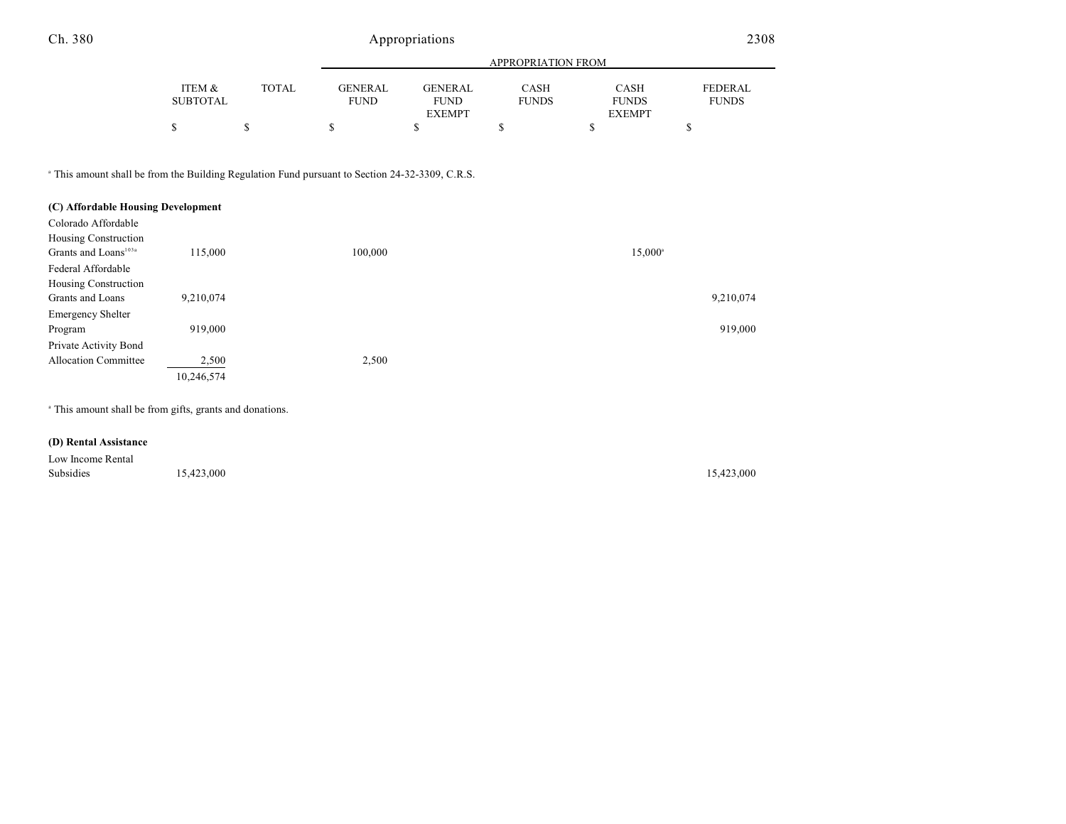| | ITEM & SUBTOTAL | TOTAL | APPROPRIATION FROM GENERAL FUND | GENERAL FUND EXEMPT | CASH FUNDS | CASH FUNDS EXEMPT | FEDERAL FUNDS |
|---|---|---|---|---|---|---|---|
| | $ | $ | $ | $ | $ | $ | $ |

[a] This amount shall be from the Building Regulation Fund pursuant to Section 24-32-3309, C.R.S.

**(C) Affordable Housing Development**

| | ITEM & SUBTOTAL | TOTAL | GENERAL FUND | GENERAL FUND EXEMPT | CASH FUNDS | CASH FUNDS EXEMPT | FEDERAL FUNDS |
|---|---|---|---|---|---|---|---|
| Colorado Affordable Housing Construction Grants and Loans[103a] | 115,000 | | 100,000 | | | 15,000[a] | |
| Federal Affordable Housing Construction Grants and Loans | 9,210,074 | | | | | | 9,210,074 |
| Emergency Shelter Program | 919,000 | | | | | | 919,000 |
| Private Activity Bond Allocation Committee | 2,500 | | 2,500 | | | | |
| | 10,246,574 | | | | | | |

[a] This amount shall be from gifts, grants and donations.

**(D) Rental Assistance**

| | ITEM & SUBTOTAL | TOTAL | GENERAL FUND | GENERAL FUND EXEMPT | CASH FUNDS | CASH FUNDS EXEMPT | FEDERAL FUNDS |
|---|---|---|---|---|---|---|---|
| Low Income Rental Subsidies | 15,423,000 | | | | | | 15,423,000 |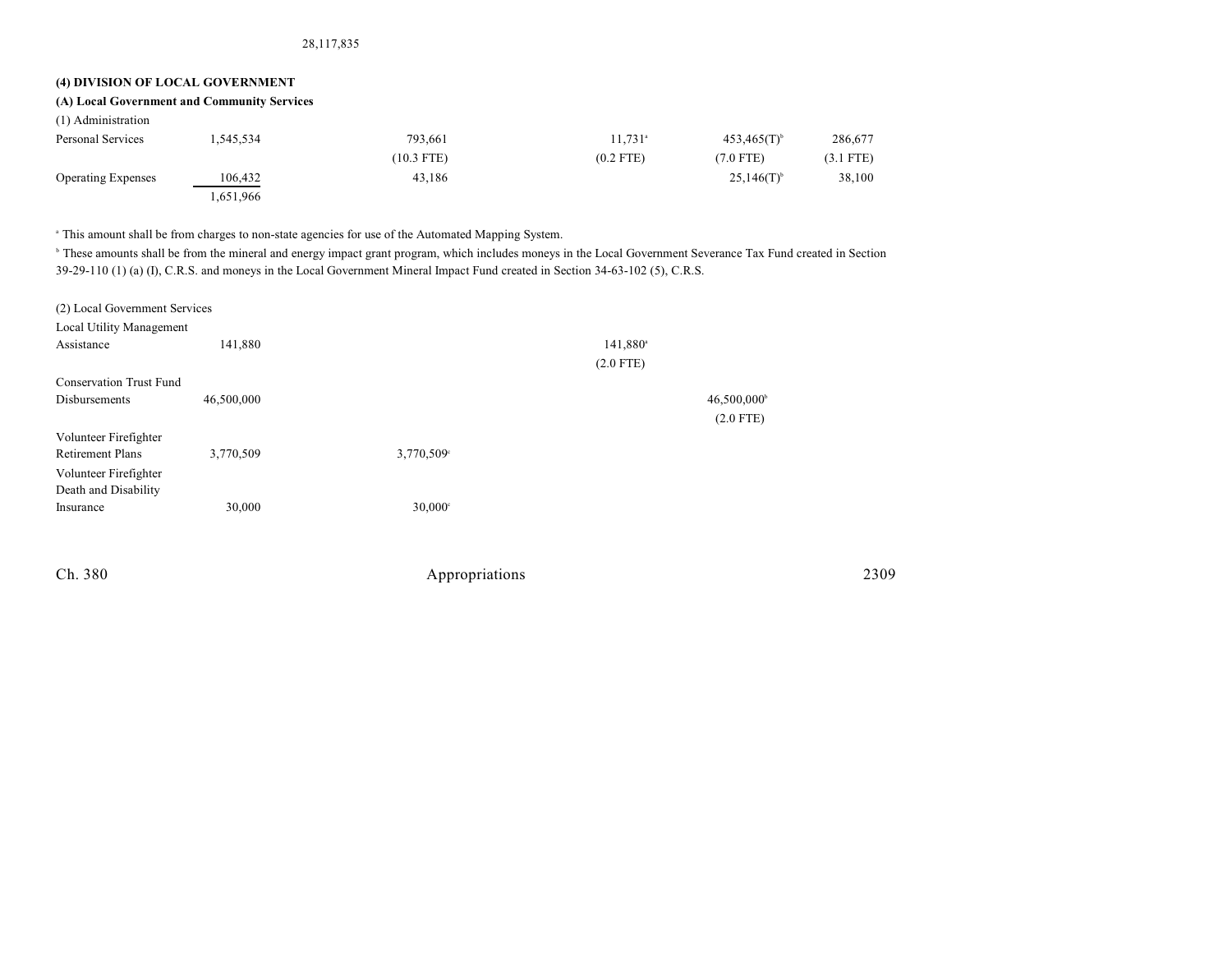28,117,835

**(4) DIVISION OF LOCAL GOVERNMENT**

**(A) Local Government and Community Services**

| | | | | | | |
|---|---|---|---|---|---|---|
| (1) Administration | | | | | | |
| Personal Services | 1,545,534 | 793,661 | | 11,731[a] | 453,465(T)[b] | 286,677 |
| | | (10.3 FTE) | | (0.2 FTE) | (7.0 FTE) | (3.1 FTE) |
| Operating Expenses | 106,432 | 43,186 | | | 25,146(T)[b] | 38,100 |
| | 1,651,966 | | | | | |

[a] This amount shall be from charges to non-state agencies for use of the Automated Mapping System.

[b] These amounts shall be from the mineral and energy impact grant program, which includes moneys in the Local Government Severance Tax Fund created in Section 39-29-110 (1) (a) (I), C.R.S. and moneys in the Local Government Mineral Impact Fund created in Section 34-63-102 (5), C.R.S.

| | | | | | | |
|---|---|---|---|---|---|---|
| (2) Local Government Services | | | | | | |
| Local Utility Management Assistance | 141,880 | | | 141,880[a] | | |
| | | | | (2.0 FTE) | | |
| Conservation Trust Fund Disbursements | 46,500,000 | | | | 46,500,000[b] | |
| | | | | | (2.0 FTE) | |
| Volunteer Firefighter Retirement Plans | 3,770,509 | 3,770,509[c] | | | | |
| Volunteer Firefighter Death and Disability Insurance | 30,000 | 30,000[c] | | | | |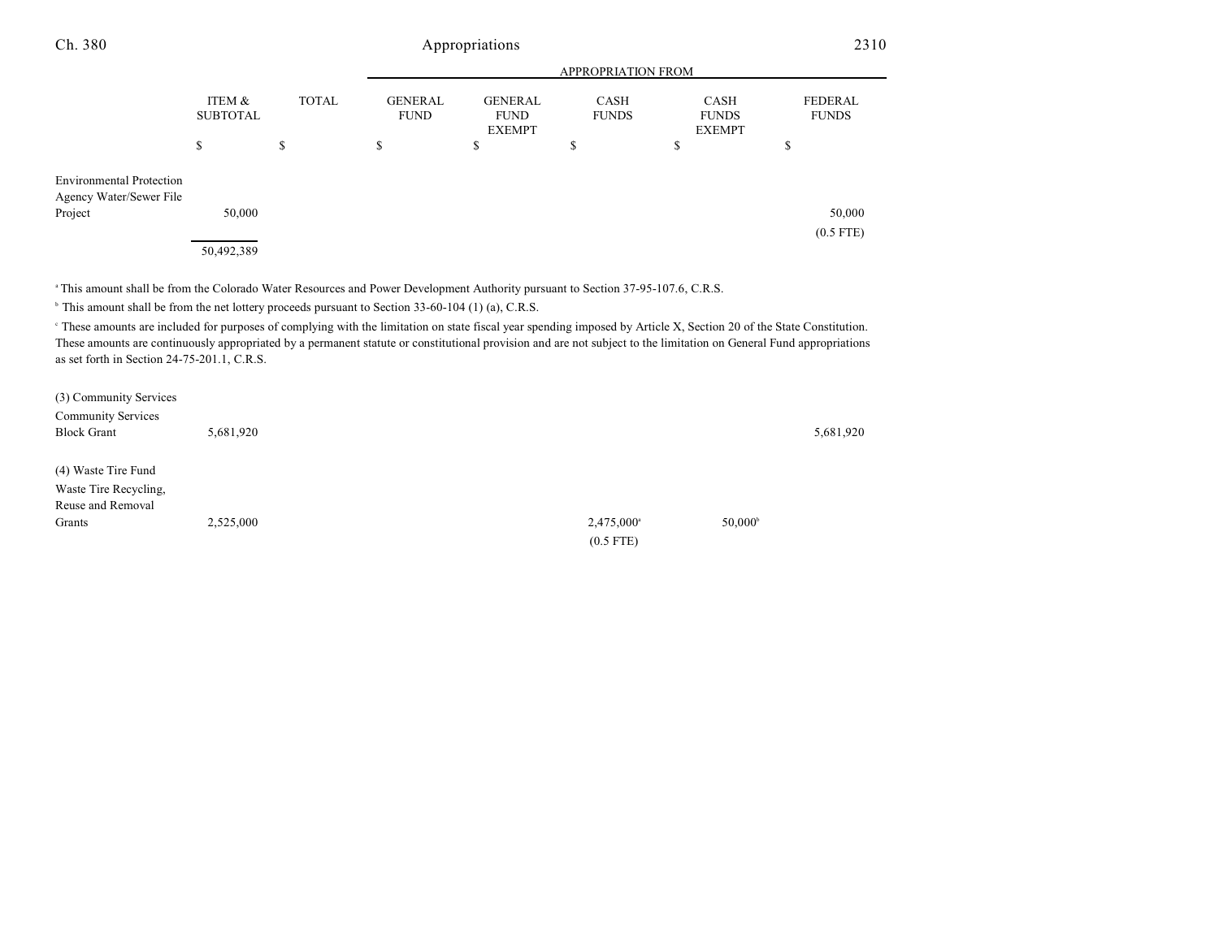| | ITEM & SUBTOTAL | TOTAL | APPROPRIATION FROM GENERAL FUND | GENERAL FUND EXEMPT | CASH FUNDS | CASH FUNDS EXEMPT | FEDERAL FUNDS |
|---|---|---|---|---|---|---|---|
| | $ | $ | $ | $ | $ | $ | $ |
| Environmental Protection Agency Water/Sewer File Project | 50,000 | | | | | | 50,000 (0.5 FTE) |
| | 50,492,389 | | | | | | |

[a] This amount shall be from the Colorado Water Resources and Power Development Authority pursuant to Section 37-95-107.6, C.R.S.

[b] This amount shall be from the net lottery proceeds pursuant to Section 33-60-104 (1) (a), C.R.S.

[c] These amounts are included for purposes of complying with the limitation on state fiscal year spending imposed by Article X, Section 20 of the State Constitution. These amounts are continuously appropriated by a permanent statute or constitutional provision and are not subject to the limitation on General Fund appropriations as set forth in Section 24-75-201.1, C.R.S.

| | ITEM & SUBTOTAL | TOTAL | GENERAL FUND | GENERAL FUND EXEMPT | CASH FUNDS | CASH FUNDS EXEMPT | FEDERAL FUNDS |
|---|---|---|---|---|---|---|---|
| (3) Community Services | | | | | | | |
| Community Services Block Grant | 5,681,920 | | | | | | 5,681,920 |
| (4) Waste Tire Fund | | | | | | | |
| Waste Tire Recycling, Reuse and Removal Grants | 2,525,000 | | | | 2,475,000[a] (0.5 FTE) | 50,000[b] | |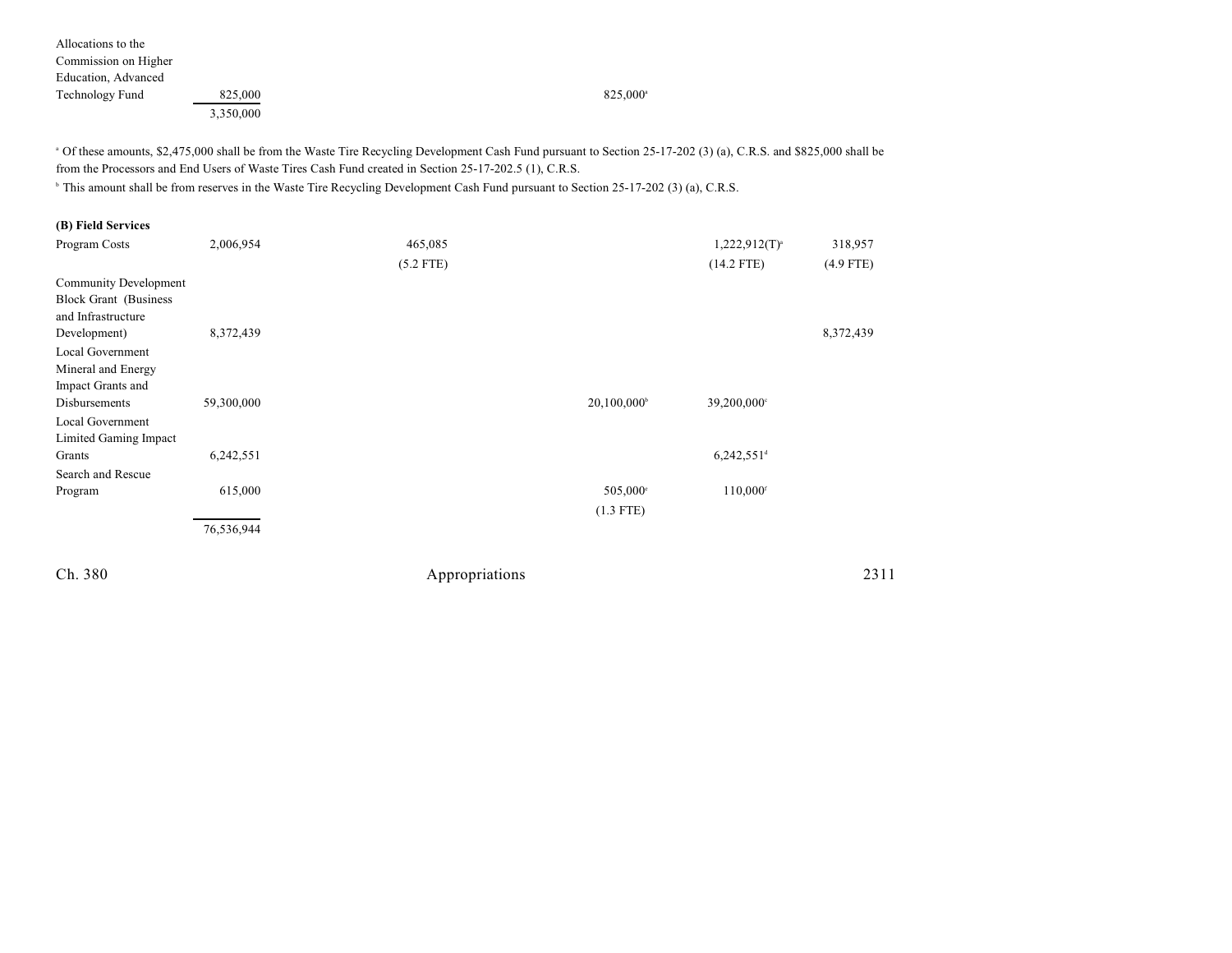| | | | | | | |
|---|---|---|---|---|---|---|
| Allocations to the Commission on Higher Education, Advanced Technology Fund | 825,000 | | | 825,000[a] | | |
| | 3,350,000 | | | | | |

[a] Of these amounts, $2,475,000 shall be from the Waste Tire Recycling Development Cash Fund pursuant to Section 25-17-202 (3) (a), C.R.S. and $825,000 shall be from the Processors and End Users of Waste Tires Cash Fund created in Section 25-17-202.5 (1), C.R.S.

[b] This amount shall be from reserves in the Waste Tire Recycling Development Cash Fund pursuant to Section 25-17-202 (3) (a), C.R.S.

**(B) Field Services**

| | | | | | | |
|---|---|---|---|---|---|---|
| Program Costs | 2,006,954 | 465,085 | | | 1,222,912(T)[a] | 318,957 |
| | | (5.2 FTE) | | | (14.2 FTE) | (4.9 FTE) |
| Community Development Block Grant (Business and Infrastructure Development) | 8,372,439 | | | | | 8,372,439 |
| Local Government Mineral and Energy Impact Grants and Disbursements | 59,300,000 | | | 20,100,000[b] | 39,200,000[c] | |
| Local Government Limited Gaming Impact Grants | 6,242,551 | | | | 6,242,551[d] | |
| Search and Rescue Program | 615,000 | | | 505,000[e] | 110,000[f] | |
| | | | | (1.3 FTE) | | |
| | 76,536,944 | | | | | |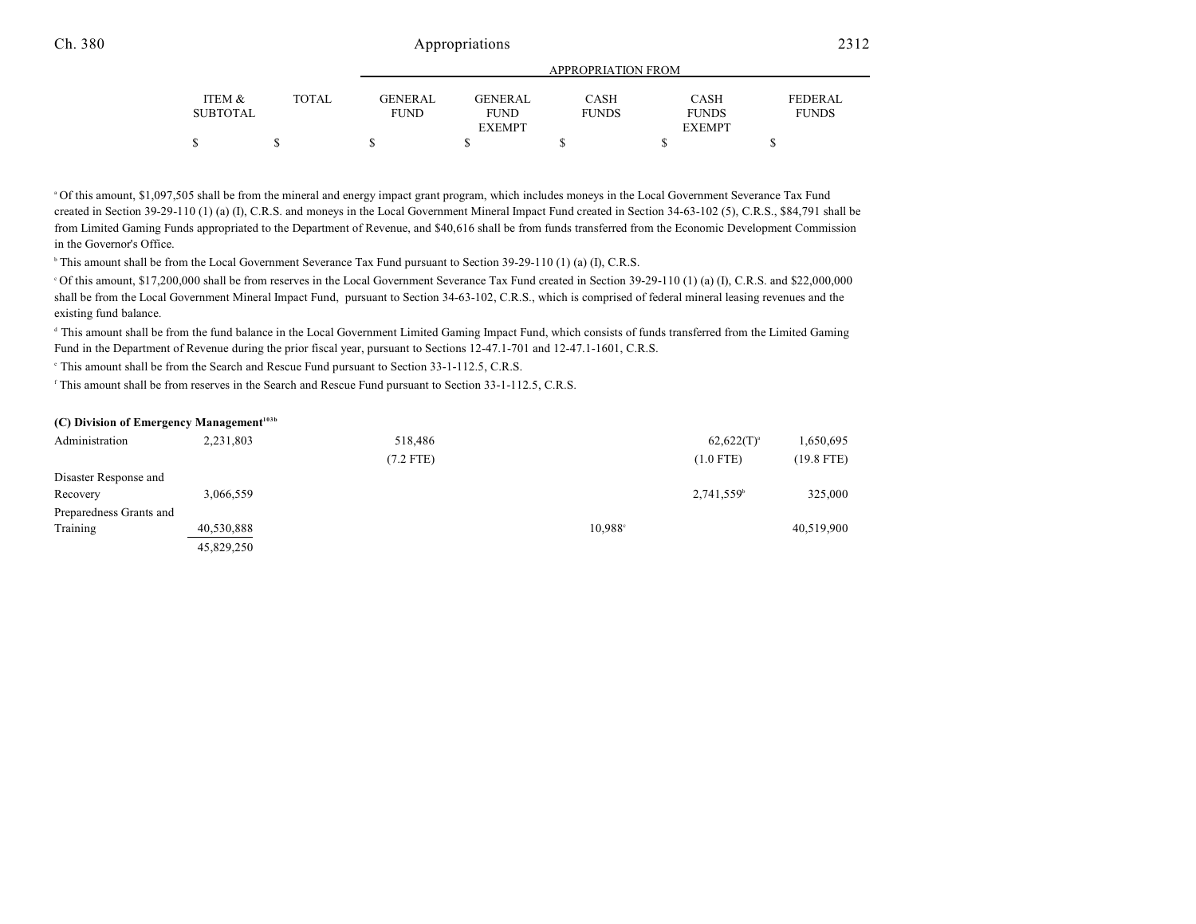| | ITEM & SUBTOTAL | TOTAL | APPROPRIATION FROM GENERAL FUND | GENERAL FUND EXEMPT | CASH FUNDS | CASH FUNDS EXEMPT | FEDERAL FUNDS |
|---|---|---|---|---|---|---|---|
| | $ | $ | $ | $ | $ | $ | $ |

[a] Of this amount, $1,097,505 shall be from the mineral and energy impact grant program, which includes moneys in the Local Government Severance Tax Fund created in Section 39-29-110 (1) (a) (I), C.R.S. and moneys in the Local Government Mineral Impact Fund created in Section 34-63-102 (5), C.R.S., $84,791 shall be from Limited Gaming Funds appropriated to the Department of Revenue, and $40,616 shall be from funds transferred from the Economic Development Commission in the Governor's Office.

[b] This amount shall be from the Local Government Severance Tax Fund pursuant to Section 39-29-110 (1) (a) (I), C.R.S.

[c] Of this amount, $17,200,000 shall be from reserves in the Local Government Severance Tax Fund created in Section 39-29-110 (1) (a) (I), C.R.S. and $22,000,000 shall be from the Local Government Mineral Impact Fund, pursuant to Section 34-63-102, C.R.S., which is comprised of federal mineral leasing revenues and the existing fund balance.

[d] This amount shall be from the fund balance in the Local Government Limited Gaming Impact Fund, which consists of funds transferred from the Limited Gaming Fund in the Department of Revenue during the prior fiscal year, pursuant to Sections 12-47.1-701 and 12-47.1-1601, C.R.S.

[e] This amount shall be from the Search and Rescue Fund pursuant to Section 33-1-112.5, C.R.S.

[f] This amount shall be from reserves in the Search and Rescue Fund pursuant to Section 33-1-112.5, C.R.S.

**(C) Division of Emergency Management**[103b]

| | ITEM & SUBTOTAL | TOTAL | GENERAL FUND | GENERAL FUND EXEMPT | CASH FUNDS | CASH FUNDS EXEMPT | FEDERAL FUNDS |
|---|---|---|---|---|---|---|---|
| Administration | 2,231,803 | | 518,486 | | | 62,622(T)[a] | 1,650,695 |
| | | | (7.2 FTE) | | | (1.0 FTE) | (19.8 FTE) |
| Disaster Response and Recovery | 3,066,559 | | | | | 2,741,559[b] | 325,000 |
| Preparedness Grants and Training | 40,530,888 | | | | 10,988[c] | | 40,519,900 |
| | 45,829,250 | | | | | | |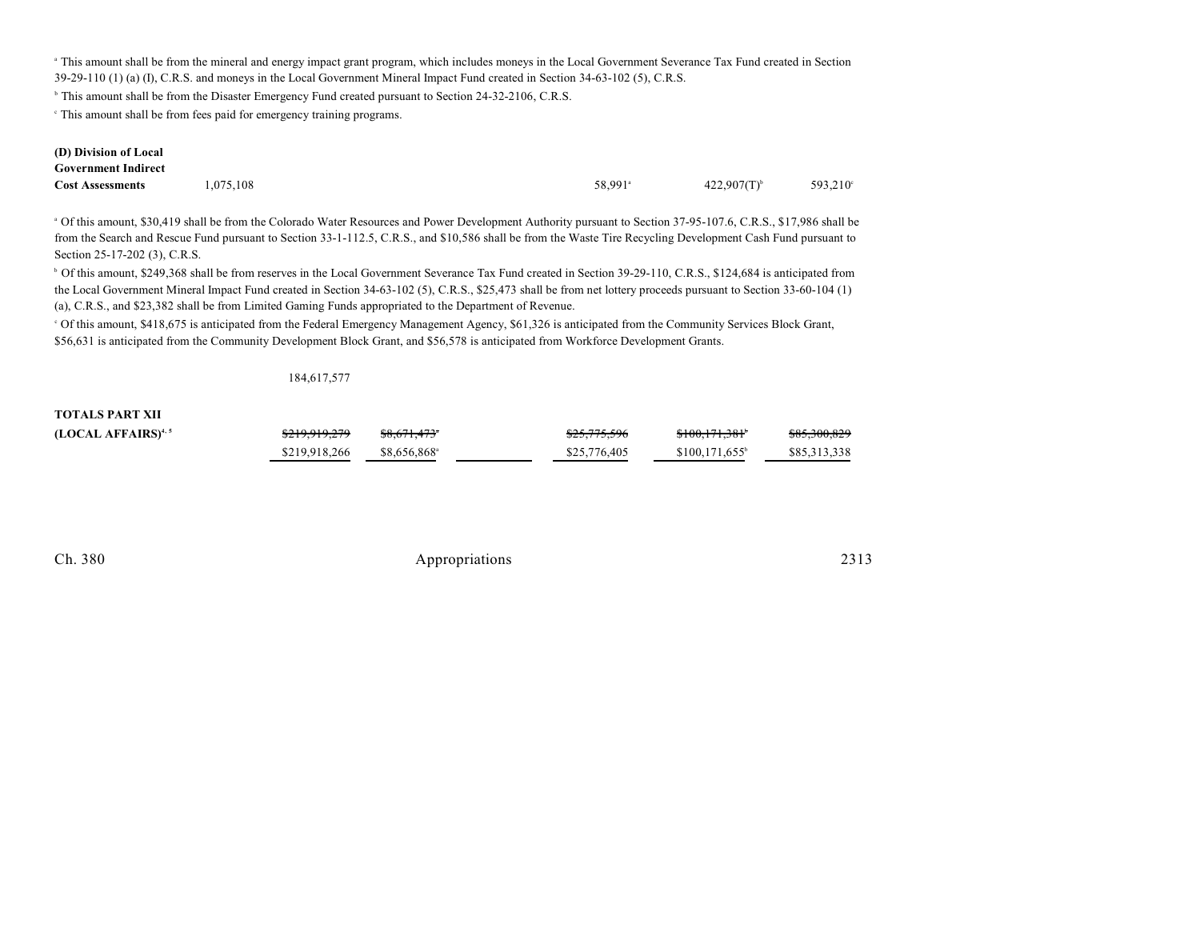[a] This amount shall be from the mineral and energy impact grant program, which includes moneys in the Local Government Severance Tax Fund created in Section 39-29-110 (1) (a) (I), C.R.S. and moneys in the Local Government Mineral Impact Fund created in Section 34-63-102 (5), C.R.S.

[b] This amount shall be from the Disaster Emergency Fund created pursuant to Section 24-32-2106, C.R.S.

[c] This amount shall be from fees paid for emergency training programs.

| | | | | | | |
|---|---|---|---|---|---|---|
| **(D) Division of Local Government Indirect Cost Assessments** | 1,075,108 | | | 58,991[a] | 422,907(T)[b] | 593,210[c] |

[a] Of this amount, $30,419 shall be from the Colorado Water Resources and Power Development Authority pursuant to Section 37-95-107.6, C.R.S., $17,986 shall be from the Search and Rescue Fund pursuant to Section 33-1-112.5, C.R.S., and $10,586 shall be from the Waste Tire Recycling Development Cash Fund pursuant to Section 25-17-202 (3), C.R.S.

[b] Of this amount, $249,368 shall be from reserves in the Local Government Severance Tax Fund created in Section 39-29-110, C.R.S., $124,684 is anticipated from the Local Government Mineral Impact Fund created in Section 34-63-102 (5), C.R.S., $25,473 shall be from net lottery proceeds pursuant to Section 33-60-104 (1) (a), C.R.S., and $23,382 shall be from Limited Gaming Funds appropriated to the Department of Revenue.

[c] Of this amount, $418,675 is anticipated from the Federal Emergency Management Agency, $61,326 is anticipated from the Community Services Block Grant, $56,631 is anticipated from the Community Development Block Grant, and $56,578 is anticipated from Workforce Development Grants.

184,617,577

| | | | | | | |
|---|---|---|---|---|---|---|
| **TOTALS PART XII (LOCAL AFFAIRS)**[4, 5] | ~~$219,919,279~~ | ~~$8,671,473[a]~~ | | ~~$25,775,596~~ | ~~$100,171,381[b]~~ | ~~$85,300,829~~ |
| | $219,918,266 | $8,656,868[a] | | $25,776,405 | $100,171,655[b] | $85,313,338 |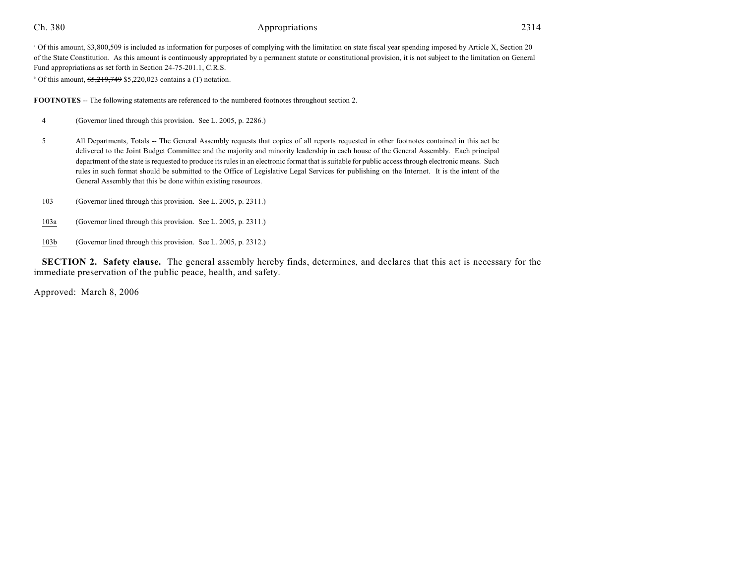[a] Of this amount, $3,800,509 is included as information for purposes of complying with the limitation on state fiscal year spending imposed by Article X, Section 20 of the State Constitution. As this amount is continuously appropriated by a permanent statute or constitutional provision, it is not subject to the limitation on General Fund appropriations as set forth in Section 24-75-201.1, C.R.S.

[b] Of this amount, ~~$5,219,749~~ $5,220,023 contains a (T) notation.

**FOOTNOTES** -- The following statements are referenced to the numbered footnotes throughout section 2.

4 (Governor lined through this provision. See L. 2005, p. 2286.)

5 All Departments, Totals -- The General Assembly requests that copies of all reports requested in other footnotes contained in this act be delivered to the Joint Budget Committee and the majority and minority leadership in each house of the General Assembly. Each principal department of the state is requested to produce its rules in an electronic format that is suitable for public access through electronic means. Such rules in such format should be submitted to the Office of Legislative Legal Services for publishing on the Internet. It is the intent of the General Assembly that this be done within existing resources.

103 (Governor lined through this provision. See L. 2005, p. 2311.)

<u>103a</u> (Governor lined through this provision. See L. 2005, p. 2311.)

<u>103b</u> (Governor lined through this provision. See L. 2005, p. 2312.)

**SECTION 2. Safety clause.** The general assembly hereby finds, determines, and declares that this act is necessary for the immediate preservation of the public peace, health, and safety.

Approved: March 8, 2006